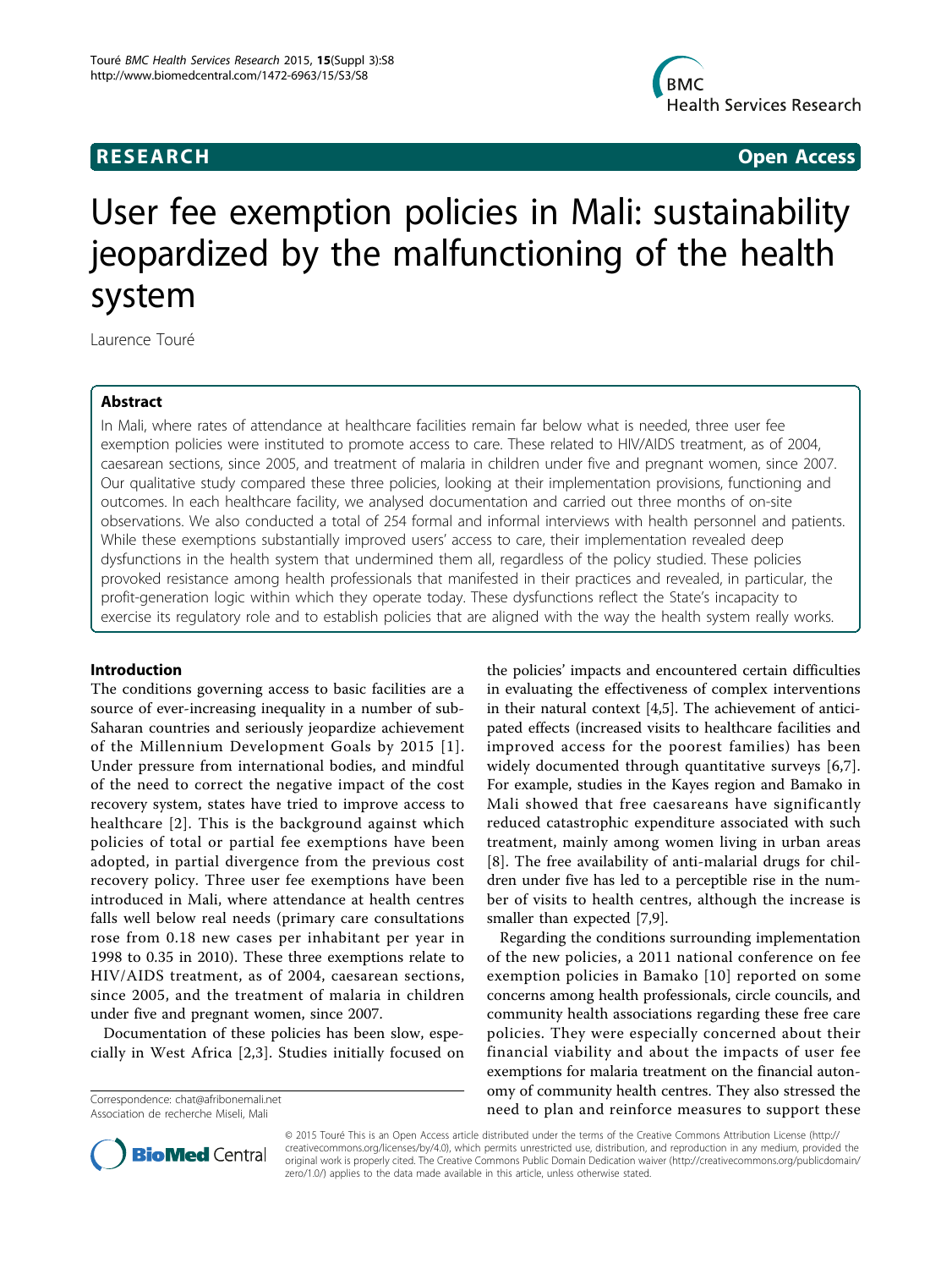# User fee exemption policies in Mali: sustainability jeopardized by the malfunctioning of the health system

Laurence Touré

## Abstract

In Mali, where rates of attendance at healthcare facilities remain far below what is needed, three user fee exemption policies were instituted to promote access to care. These related to HIV/AIDS treatment, as of 2004, caesarean sections, since 2005, and treatment of malaria in children under five and pregnant women, since 2007. Our qualitative study compared these three policies, looking at their implementation provisions, functioning and outcomes. In each healthcare facility, we analysed documentation and carried out three months of on-site observations. We also conducted a total of 254 formal and informal interviews with health personnel and patients. While these exemptions substantially improved users' access to care, their implementation revealed deep dysfunctions in the health system that undermined them all, regardless of the policy studied. These policies provoked resistance among health professionals that manifested in their practices and revealed, in particular, the profit-generation logic within which they operate today. These dysfunctions reflect the State's incapacity to exercise its regulatory role and to establish policies that are aligned with the way the health system really works.

## Introduction

The conditions governing access to basic facilities are a source of ever-increasing inequality in a number of sub-Saharan countries and seriously jeopardize achievement of the Millennium Development Goals by 2015 [1]. Under pressure from international bodies, and mindful of the need to correct the negative impact of the cost recovery system, states have tried to improve access to healthcare [2]. This is the background against which policies of total or partial fee exemptions have been adopted, in partial divergence from the previous cost recovery policy. Three user fee exemptions have been introduced in Mali, where attendance at health centres falls well below real needs (primary care consultations rose from 0.18 new cases per inhabitant per year in 1998 to 0.35 in 2010). These three exemptions relate to HIV/AIDS treatment, as of 2004, caesarean sections, since 2005, and the treatment of malaria in children under five and pregnant women, since 2007.

Documentation of these policies has been slow, especially in West Africa [2,3]. Studies initially focused on the policies' impacts and encountered certain difficulties in evaluating the effectiveness of complex interventions in their natural context [4,5]. The achievement of anticipated effects (increased visits to healthcare facilities and improved access for the poorest families) has been widely documented through quantitative surveys [6,7]. For example, studies in the Kayes region and Bamako in Mali showed that free caesareans have significantly reduced catastrophic expenditure associated with such treatment, mainly among women living in urban areas [8]. The free availability of anti-malarial drugs for children under five has led to a perceptible rise in the number of visits to health centres, although the increase is smaller than expected [7,9].

Regarding the conditions surrounding implementation of the new policies, a 2011 national conference on fee exemption policies in Bamako [10] reported on some concerns among health professionals, circle councils, and community health associations regarding these free care policies. They were especially concerned about their financial viability and about the impacts of user fee exemptions for malaria treatment on the financial autonomy of community health centres. They also stressed the need to plan and reinforce measures to support these

Correspondence: chat@afribonemali.net
Association de recherche Miseli, Mali

© 2015 Touré This is an Open Access article distributed under the terms of the Creative Commons Attribution License (http://creativecommons.org/licenses/by/4.0), which permits unrestricted use, distribution, and reproduction in any medium, provided the original work is properly cited. The Creative Commons Public Domain Dedication waiver (http://creativecommons.org/publicdomain/zero/1.0/) applies to the data made available in this article, unless otherwise stated.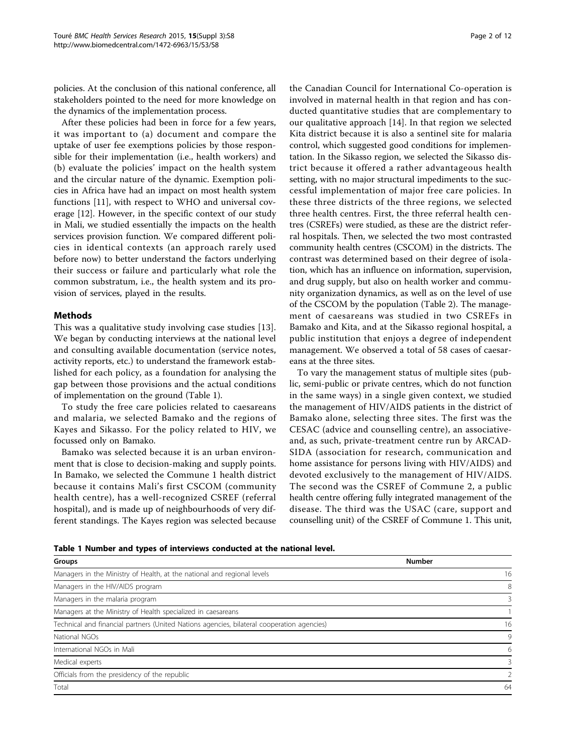policies. At the conclusion of this national conference, all stakeholders pointed to the need for more knowledge on the dynamics of the implementation process.

After these policies had been in force for a few years, it was important to (a) document and compare the uptake of user fee exemptions policies by those responsible for their implementation (i.e., health workers) and (b) evaluate the policies' impact on the health system and the circular nature of the dynamic. Exemption policies in Africa have had an impact on most health system functions [11], with respect to WHO and universal coverage [12]. However, in the specific context of our study in Mali, we studied essentially the impacts on the health services provision function. We compared different policies in identical contexts (an approach rarely used before now) to better understand the factors underlying their success or failure and particularly what role the common substratum, i.e., the health system and its provision of services, played in the results.

## Methods

This was a qualitative study involving case studies [13]. We began by conducting interviews at the national level and consulting available documentation (service notes, activity reports, etc.) to understand the framework established for each policy, as a foundation for analysing the gap between those provisions and the actual conditions of implementation on the ground (Table 1).

To study the free care policies related to caesareans and malaria, we selected Bamako and the regions of Kayes and Sikasso. For the policy related to HIV, we focussed only on Bamako.

Bamako was selected because it is an urban environment that is close to decision-making and supply points. In Bamako, we selected the Commune 1 health district because it contains Mali's first CSCOM (community health centre), has a well-recognized CSREF (referral hospital), and is made up of neighbourhoods of very different standings. The Kayes region was selected because the Canadian Council for International Co-operation is involved in maternal health in that region and has conducted quantitative studies that are complementary to our qualitative approach [14]. In that region we selected Kita district because it is also a sentinel site for malaria control, which suggested good conditions for implementation. In the Sikasso region, we selected the Sikasso district because it offered a rather advantageous health setting, with no major structural impediments to the successful implementation of major free care policies. In these three districts of the three regions, we selected three health centres. First, the three referral health centres (CSREFs) were studied, as these are the district referral hospitals. Then, we selected the two most contrasted community health centres (CSCOM) in the districts. The contrast was determined based on their degree of isolation, which has an influence on information, supervision, and drug supply, but also on health worker and community organization dynamics, as well as on the level of use of the CSCOM by the population (Table 2). The management of caesareans was studied in two CSREFs in Bamako and Kita, and at the Sikasso regional hospital, a public institution that enjoys a degree of independent management. We observed a total of 58 cases of caesareans at the three sites.

To vary the management status of multiple sites (public, semi-public or private centres, which do not function in the same ways) in a single given context, we studied the management of HIV/AIDS patients in the district of Bamako alone, selecting three sites. The first was the CESAC (advice and counselling centre), an associative- and, as such, private-treatment centre run by ARCAD-SIDA (association for research, communication and home assistance for persons living with HIV/AIDS) and devoted exclusively to the management of HIV/AIDS. The second was the CSREF of Commune 2, a public health centre offering fully integrated management of the disease. The third was the USAC (care, support and counselling unit) of the CSREF of Commune 1. This unit,

**Table 1 Number and types of interviews conducted at the national level.**

| Groups | Number |
|---|---|
| Managers in the Ministry of Health, at the national and regional levels | 16 |
| Managers in the HIV/AIDS program | 8 |
| Managers in the malaria program | 3 |
| Managers at the Ministry of Health specialized in caesareans | 1 |
| Technical and financial partners (United Nations agencies, bilateral cooperation agencies) | 16 |
| National NGOs | 9 |
| International NGOs in Mali | 6 |
| Medical experts | 3 |
| Officials from the presidency of the republic | 2 |
| Total | 64 |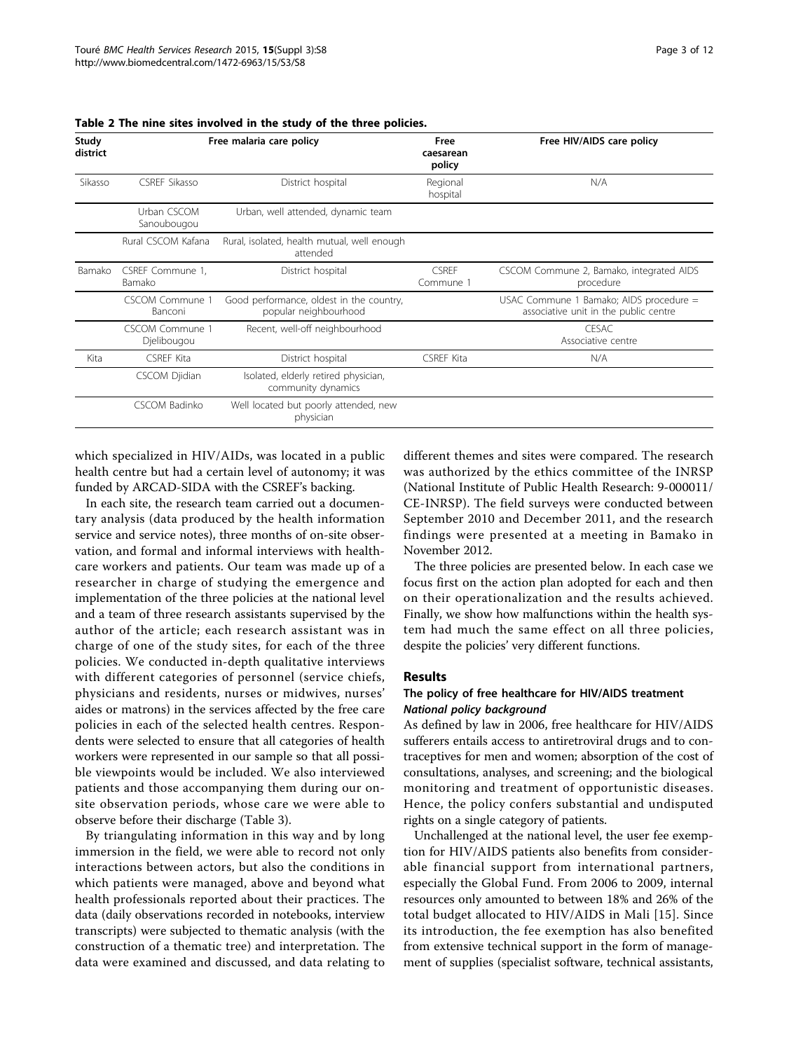**Table 2 The nine sites involved in the study of the three policies.**

| Study district | Free malaria care policy | | Free caesarean policy | Free HIV/AIDS care policy |
|---|---|---|---|---|
| Sikasso | CSREF Sikasso | District hospital | Regional hospital | N/A |
| | Urban CSCOM Sanoubougou | Urban, well attended, dynamic team | | |
| | Rural CSCOM Kafana | Rural, isolated, health mutual, well enough attended | | |
| Bamako | CSREF Commune 1, Bamako | District hospital | CSREF Commune 1 | CSCOM Commune 2, Bamako, integrated AIDS procedure |
| | CSCOM Commune 1 Banconi | Good performance, oldest in the country, popular neighbourhood | | USAC Commune 1 Bamako; AIDS procedure = associative unit in the public centre |
| | CSCOM Commune 1 Djelibougou | Recent, well-off neighbourhood | | CESAC Associative centre |
| Kita | CSREF Kita | District hospital | CSREF Kita | N/A |
| | CSCOM Djidian | Isolated, elderly retired physician, community dynamics | | |
| | CSCOM Badinko | Well located but poorly attended, new physician | | |

which specialized in HIV/AIDs, was located in a public health centre but had a certain level of autonomy; it was funded by ARCAD-SIDA with the CSREF's backing.

In each site, the research team carried out a documentary analysis (data produced by the health information service and service notes), three months of on-site observation, and formal and informal interviews with healthcare workers and patients. Our team was made up of a researcher in charge of studying the emergence and implementation of the three policies at the national level and a team of three research assistants supervised by the author of the article; each research assistant was in charge of one of the study sites, for each of the three policies. We conducted in-depth qualitative interviews with different categories of personnel (service chiefs, physicians and residents, nurses or midwives, nurses' aides or matrons) in the services affected by the free care policies in each of the selected health centres. Respondents were selected to ensure that all categories of health workers were represented in our sample so that all possible viewpoints would be included. We also interviewed patients and those accompanying them during our on-site observation periods, whose care we were able to observe before their discharge (Table 3).

By triangulating information in this way and by long immersion in the field, we were able to record not only interactions between actors, but also the conditions in which patients were managed, above and beyond what health professionals reported about their practices. The data (daily observations recorded in notebooks, interview transcripts) were subjected to thematic analysis (with the construction of a thematic tree) and interpretation. The data were examined and discussed, and data relating to different themes and sites were compared. The research was authorized by the ethics committee of the INRSP (National Institute of Public Health Research: 9-000011/CE-INRSP). The field surveys were conducted between September 2010 and December 2011, and the research findings were presented at a meeting in Bamako in November 2012.

The three policies are presented below. In each case we focus first on the action plan adopted for each and then on their operationalization and the results achieved. Finally, we show how malfunctions within the health system had much the same effect on all three policies, despite the policies' very different functions.

## Results

### The policy of free healthcare for HIV/AIDS treatment

#### *National policy background*

As defined by law in 2006, free healthcare for HIV/AIDS sufferers entails access to antiretroviral drugs and to contraceptives for men and women; absorption of the cost of consultations, analyses, and screening; and the biological monitoring and treatment of opportunistic diseases. Hence, the policy confers substantial and undisputed rights on a single category of patients.

Unchallenged at the national level, the user fee exemption for HIV/AIDS patients also benefits from considerable financial support from international partners, especially the Global Fund. From 2006 to 2009, internal resources only amounted to between 18% and 26% of the total budget allocated to HIV/AIDS in Mali [15]. Since its introduction, the fee exemption has also benefited from extensive technical support in the form of management of supplies (specialist software, technical assistants,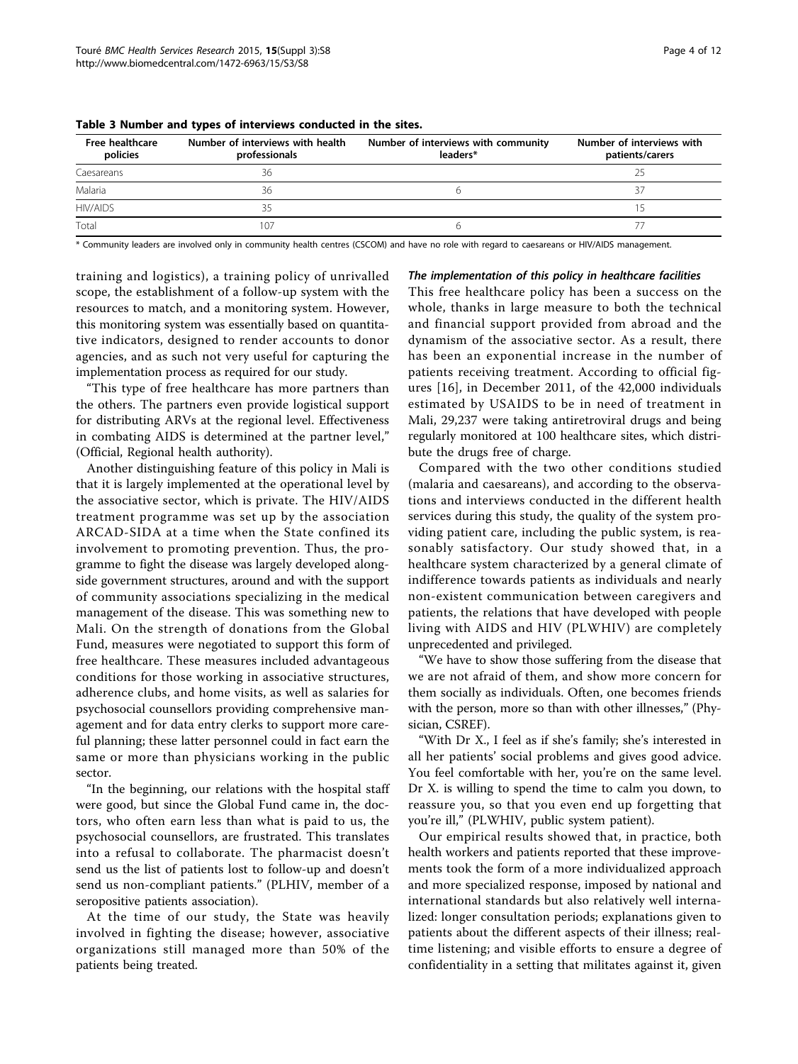**Table 3 Number and types of interviews conducted in the sites.**

| Free healthcare policies | Number of interviews with health professionals | Number of interviews with community leaders* | Number of interviews with patients/carers |
|---|---|---|---|
| Caesareans | 36 | | 25 |
| Malaria | 36 | 6 | 37 |
| HIV/AIDS | 35 | | 15 |
| Total | 107 | 6 | 77 |

\* Community leaders are involved only in community health centres (CSCOM) and have no role with regard to caesareans or HIV/AIDS management.

training and logistics), a training policy of unrivalled scope, the establishment of a follow-up system with the resources to match, and a monitoring system. However, this monitoring system was essentially based on quantitative indicators, designed to render accounts to donor agencies, and as such not very useful for capturing the implementation process as required for our study.

"This type of free healthcare has more partners than the others. The partners even provide logistical support for distributing ARVs at the regional level. Effectiveness in combating AIDS is determined at the partner level," (Official, Regional health authority).

Another distinguishing feature of this policy in Mali is that it is largely implemented at the operational level by the associative sector, which is private. The HIV/AIDS treatment programme was set up by the association ARCAD-SIDA at a time when the State confined its involvement to promoting prevention. Thus, the programme to fight the disease was largely developed alongside government structures, around and with the support of community associations specializing in the medical management of the disease. This was something new to Mali. On the strength of donations from the Global Fund, measures were negotiated to support this form of free healthcare. These measures included advantageous conditions for those working in associative structures, adherence clubs, and home visits, as well as salaries for psychosocial counsellors providing comprehensive management and for data entry clerks to support more careful planning; these latter personnel could in fact earn the same or more than physicians working in the public sector.

"In the beginning, our relations with the hospital staff were good, but since the Global Fund came in, the doctors, who often earn less than what is paid to us, the psychosocial counsellors, are frustrated. This translates into a refusal to collaborate. The pharmacist doesn't send us the list of patients lost to follow-up and doesn't send us non-compliant patients." (PLHIV, member of a seropositive patients association).

At the time of our study, the State was heavily involved in fighting the disease; however, associative organizations still managed more than 50% of the patients being treated.

#### *The implementation of this policy in healthcare facilities*

This free healthcare policy has been a success on the whole, thanks in large measure to both the technical and financial support provided from abroad and the dynamism of the associative sector. As a result, there has been an exponential increase in the number of patients receiving treatment. According to official figures [16], in December 2011, of the 42,000 individuals estimated by USAIDS to be in need of treatment in Mali, 29,237 were taking antiretroviral drugs and being regularly monitored at 100 healthcare sites, which distribute the drugs free of charge.

Compared with the two other conditions studied (malaria and caesareans), and according to the observations and interviews conducted in the different health services during this study, the quality of the system providing patient care, including the public system, is reasonably satisfactory. Our study showed that, in a healthcare system characterized by a general climate of indifference towards patients as individuals and nearly non-existent communication between caregivers and patients, the relations that have developed with people living with AIDS and HIV (PLWHIV) are completely unprecedented and privileged.

"We have to show those suffering from the disease that we are not afraid of them, and show more concern for them socially as individuals. Often, one becomes friends with the person, more so than with other illnesses," (Physician, CSREF).

"With Dr X., I feel as if she's family; she's interested in all her patients' social problems and gives good advice. You feel comfortable with her, you're on the same level. Dr X. is willing to spend the time to calm you down, to reassure you, so that you even end up forgetting that you're ill," (PLWHIV, public system patient).

Our empirical results showed that, in practice, both health workers and patients reported that these improvements took the form of a more individualized approach and more specialized response, imposed by national and international standards but also relatively well internalized: longer consultation periods; explanations given to patients about the different aspects of their illness; real-time listening; and visible efforts to ensure a degree of confidentiality in a setting that militates against it, given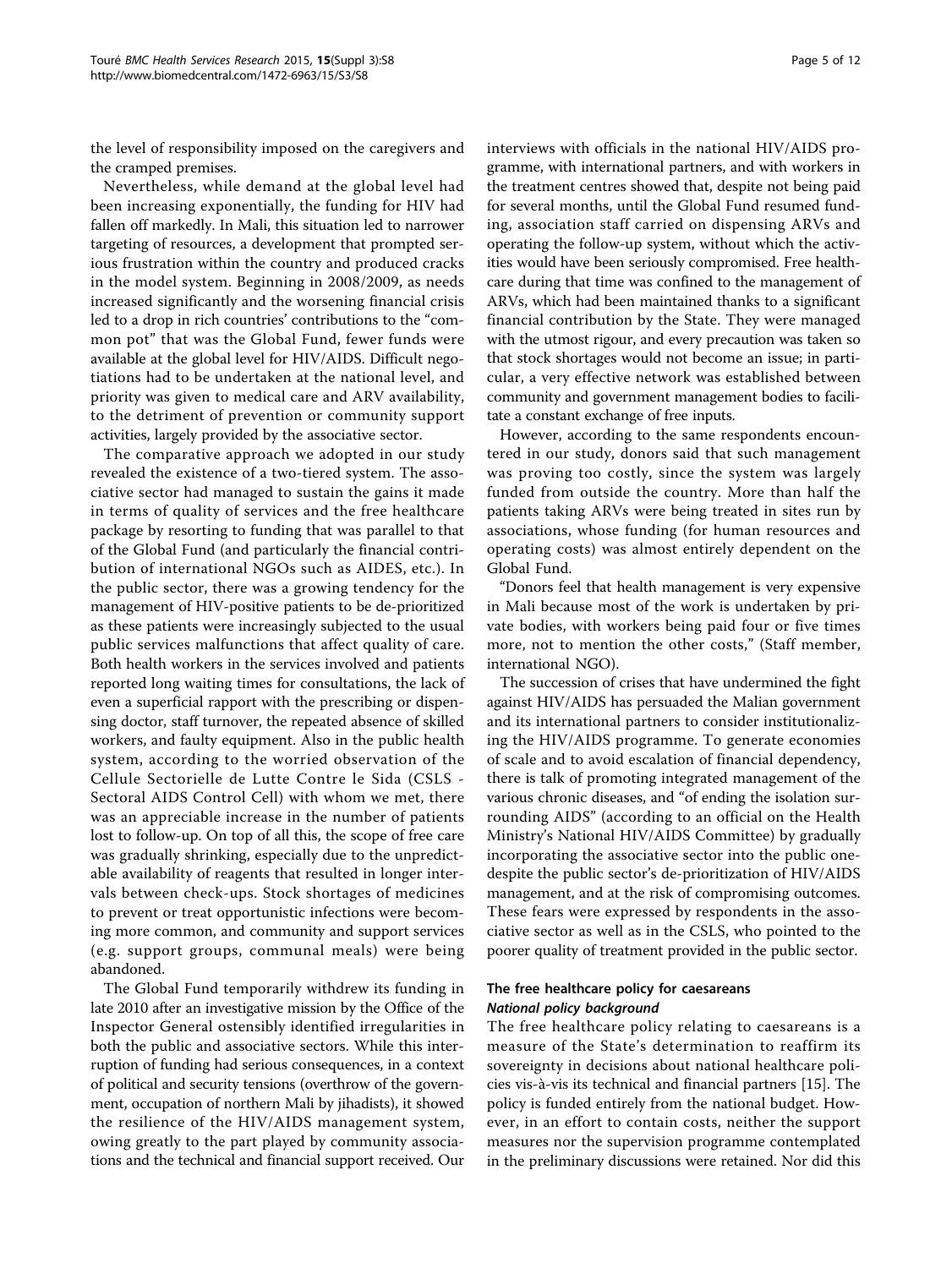the level of responsibility imposed on the caregivers and the cramped premises.

Nevertheless, while demand at the global level had been increasing exponentially, the funding for HIV had fallen off markedly. In Mali, this situation led to narrower targeting of resources, a development that prompted serious frustration within the country and produced cracks in the model system. Beginning in 2008/2009, as needs increased significantly and the worsening financial crisis led to a drop in rich countries' contributions to the "common pot" that was the Global Fund, fewer funds were available at the global level for HIV/AIDS. Difficult negotiations had to be undertaken at the national level, and priority was given to medical care and ARV availability, to the detriment of prevention or community support activities, largely provided by the associative sector.

The comparative approach we adopted in our study revealed the existence of a two-tiered system. The associative sector had managed to sustain the gains it made in terms of quality of services and the free healthcare package by resorting to funding that was parallel to that of the Global Fund (and particularly the financial contribution of international NGOs such as AIDES, etc.). In the public sector, there was a growing tendency for the management of HIV-positive patients to be de-prioritized as these patients were increasingly subjected to the usual public services malfunctions that affect quality of care. Both health workers in the services involved and patients reported long waiting times for consultations, the lack of even a superficial rapport with the prescribing or dispensing doctor, staff turnover, the repeated absence of skilled workers, and faulty equipment. Also in the public health system, according to the worried observation of the Cellule Sectorielle de Lutte Contre le Sida (CSLS - Sectoral AIDS Control Cell) with whom we met, there was an appreciable increase in the number of patients lost to follow-up. On top of all this, the scope of free care was gradually shrinking, especially due to the unpredictable availability of reagents that resulted in longer intervals between check-ups. Stock shortages of medicines to prevent or treat opportunistic infections were becoming more common, and community and support services (e.g. support groups, communal meals) were being abandoned.

The Global Fund temporarily withdrew its funding in late 2010 after an investigative mission by the Office of the Inspector General ostensibly identified irregularities in both the public and associative sectors. While this interruption of funding had serious consequences, in a context of political and security tensions (overthrow of the government, occupation of northern Mali by jihadists), it showed the resilience of the HIV/AIDS management system, owing greatly to the part played by community associations and the technical and financial support received. Our interviews with officials in the national HIV/AIDS programme, with international partners, and with workers in the treatment centres showed that, despite not being paid for several months, until the Global Fund resumed funding, association staff carried on dispensing ARVs and operating the follow-up system, without which the activities would have been seriously compromised. Free healthcare during that time was confined to the management of ARVs, which had been maintained thanks to a significant financial contribution by the State. They were managed with the utmost rigour, and every precaution was taken so that stock shortages would not become an issue; in particular, a very effective network was established between community and government management bodies to facilitate a constant exchange of free inputs.

However, according to the same respondents encountered in our study, donors said that such management was proving too costly, since the system was largely funded from outside the country. More than half the patients taking ARVs were being treated in sites run by associations, whose funding (for human resources and operating costs) was almost entirely dependent on the Global Fund.

"Donors feel that health management is very expensive in Mali because most of the work is undertaken by private bodies, with workers being paid four or five times more, not to mention the other costs," (Staff member, international NGO).

The succession of crises that have undermined the fight against HIV/AIDS has persuaded the Malian government and its international partners to consider institutionalizing the HIV/AIDS programme. To generate economies of scale and to avoid escalation of financial dependency, there is talk of promoting integrated management of the various chronic diseases, and "of ending the isolation surrounding AIDS" (according to an official on the Health Ministry's National HIV/AIDS Committee) by gradually incorporating the associative sector into the public onedespite the public sector's de-prioritization of HIV/AIDS management, and at the risk of compromising outcomes. These fears were expressed by respondents in the associative sector as well as in the CSLS, who pointed to the poorer quality of treatment provided in the public sector.

### The free healthcare policy for caesareans

#### *National policy background*

The free healthcare policy relating to caesareans is a measure of the State's determination to reaffirm its sovereignty in decisions about national healthcare policies vis-à-vis its technical and financial partners [15]. The policy is funded entirely from the national budget. However, in an effort to contain costs, neither the support measures nor the supervision programme contemplated in the preliminary discussions were retained. Nor did this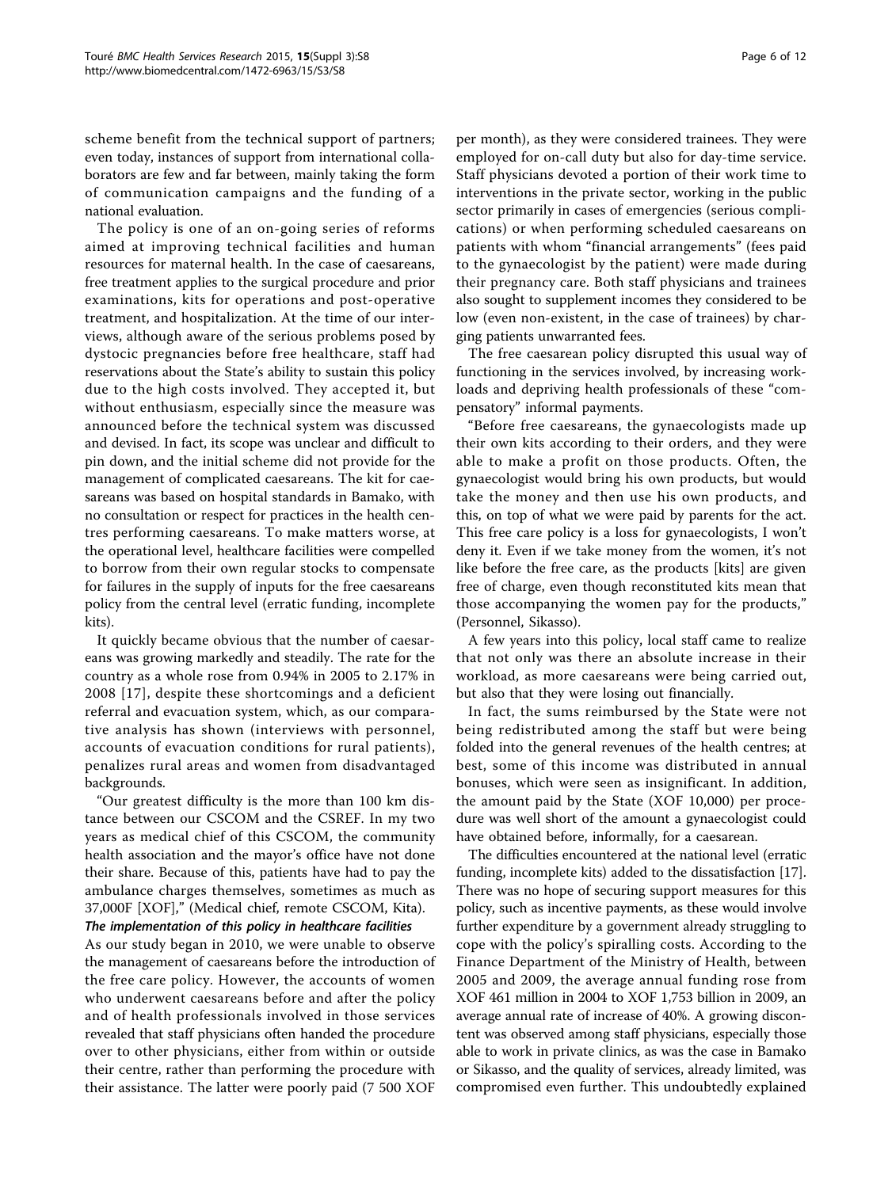scheme benefit from the technical support of partners; even today, instances of support from international collaborators are few and far between, mainly taking the form of communication campaigns and the funding of a national evaluation.

The policy is one of an on-going series of reforms aimed at improving technical facilities and human resources for maternal health. In the case of caesareans, free treatment applies to the surgical procedure and prior examinations, kits for operations and post-operative treatment, and hospitalization. At the time of our interviews, although aware of the serious problems posed by dystocic pregnancies before free healthcare, staff had reservations about the State's ability to sustain this policy due to the high costs involved. They accepted it, but without enthusiasm, especially since the measure was announced before the technical system was discussed and devised. In fact, its scope was unclear and difficult to pin down, and the initial scheme did not provide for the management of complicated caesareans. The kit for caesareans was based on hospital standards in Bamako, with no consultation or respect for practices in the health centres performing caesareans. To make matters worse, at the operational level, healthcare facilities were compelled to borrow from their own regular stocks to compensate for failures in the supply of inputs for the free caesareans policy from the central level (erratic funding, incomplete kits).

It quickly became obvious that the number of caesareans was growing markedly and steadily. The rate for the country as a whole rose from 0.94% in 2005 to 2.17% in 2008 [17], despite these shortcomings and a deficient referral and evacuation system, which, as our comparative analysis has shown (interviews with personnel, accounts of evacuation conditions for rural patients), penalizes rural areas and women from disadvantaged backgrounds.

"Our greatest difficulty is the more than 100 km distance between our CSCOM and the CSREF. In my two years as medical chief of this CSCOM, the community health association and the mayor's office have not done their share. Because of this, patients have had to pay the ambulance charges themselves, sometimes as much as 37,000F [XOF]," (Medical chief, remote CSCOM, Kita).

### *The implementation of this policy in healthcare facilities*

As our study began in 2010, we were unable to observe the management of caesareans before the introduction of the free care policy. However, the accounts of women who underwent caesareans before and after the policy and of health professionals involved in those services revealed that staff physicians often handed the procedure over to other physicians, either from within or outside their centre, rather than performing the procedure with their assistance. The latter were poorly paid (7 500 XOF per month), as they were considered trainees. They were employed for on-call duty but also for day-time service. Staff physicians devoted a portion of their work time to interventions in the private sector, working in the public sector primarily in cases of emergencies (serious complications) or when performing scheduled caesareans on patients with whom "financial arrangements" (fees paid to the gynaecologist by the patient) were made during their pregnancy care. Both staff physicians and trainees also sought to supplement incomes they considered to be low (even non-existent, in the case of trainees) by charging patients unwarranted fees.

The free caesarean policy disrupted this usual way of functioning in the services involved, by increasing workloads and depriving health professionals of these "compensatory" informal payments.

"Before free caesareans, the gynaecologists made up their own kits according to their orders, and they were able to make a profit on those products. Often, the gynaecologist would bring his own products, but would take the money and then use his own products, and this, on top of what we were paid by parents for the act. This free care policy is a loss for gynaecologists, I won't deny it. Even if we take money from the women, it's not like before the free care, as the products [kits] are given free of charge, even though reconstituted kits mean that those accompanying the women pay for the products," (Personnel, Sikasso).

A few years into this policy, local staff came to realize that not only was there an absolute increase in their workload, as more caesareans were being carried out, but also that they were losing out financially.

In fact, the sums reimbursed by the State were not being redistributed among the staff but were being folded into the general revenues of the health centres; at best, some of this income was distributed in annual bonuses, which were seen as insignificant. In addition, the amount paid by the State (XOF 10,000) per procedure was well short of the amount a gynaecologist could have obtained before, informally, for a caesarean.

The difficulties encountered at the national level (erratic funding, incomplete kits) added to the dissatisfaction [17]. There was no hope of securing support measures for this policy, such as incentive payments, as these would involve further expenditure by a government already struggling to cope with the policy's spiralling costs. According to the Finance Department of the Ministry of Health, between 2005 and 2009, the average annual funding rose from XOF 461 million in 2004 to XOF 1,753 billion in 2009, an average annual rate of increase of 40%. A growing discontent was observed among staff physicians, especially those able to work in private clinics, as was the case in Bamako or Sikasso, and the quality of services, already limited, was compromised even further. This undoubtedly explained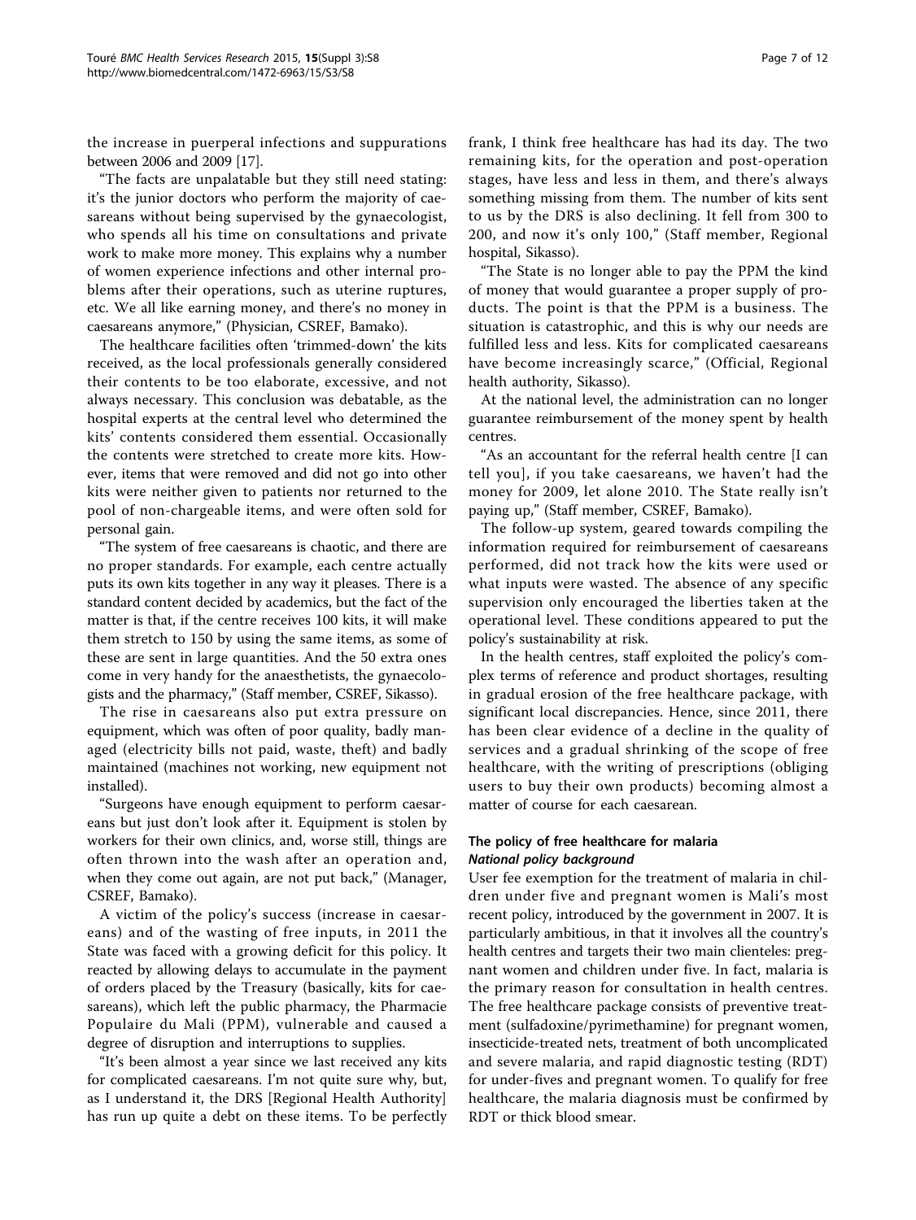the increase in puerperal infections and suppurations between 2006 and 2009 [17].

"The facts are unpalatable but they still need stating: it's the junior doctors who perform the majority of caesareans without being supervised by the gynaecologist, who spends all his time on consultations and private work to make more money. This explains why a number of women experience infections and other internal problems after their operations, such as uterine ruptures, etc. We all like earning money, and there's no money in caesareans anymore," (Physician, CSREF, Bamako).

The healthcare facilities often 'trimmed-down' the kits received, as the local professionals generally considered their contents to be too elaborate, excessive, and not always necessary. This conclusion was debatable, as the hospital experts at the central level who determined the kits' contents considered them essential. Occasionally the contents were stretched to create more kits. However, items that were removed and did not go into other kits were neither given to patients nor returned to the pool of non-chargeable items, and were often sold for personal gain.

"The system of free caesareans is chaotic, and there are no proper standards. For example, each centre actually puts its own kits together in any way it pleases. There is a standard content decided by academics, but the fact of the matter is that, if the centre receives 100 kits, it will make them stretch to 150 by using the same items, as some of these are sent in large quantities. And the 50 extra ones come in very handy for the anaesthetists, the gynaecologists and the pharmacy," (Staff member, CSREF, Sikasso).

The rise in caesareans also put extra pressure on equipment, which was often of poor quality, badly managed (electricity bills not paid, waste, theft) and badly maintained (machines not working, new equipment not installed).

"Surgeons have enough equipment to perform caesareans but just don't look after it. Equipment is stolen by workers for their own clinics, and, worse still, things are often thrown into the wash after an operation and, when they come out again, are not put back," (Manager, CSREF, Bamako).

A victim of the policy's success (increase in caesareans) and of the wasting of free inputs, in 2011 the State was faced with a growing deficit for this policy. It reacted by allowing delays to accumulate in the payment of orders placed by the Treasury (basically, kits for caesareans), which left the public pharmacy, the Pharmacie Populaire du Mali (PPM), vulnerable and caused a degree of disruption and interruptions to supplies.

"It's been almost a year since we last received any kits for complicated caesareans. I'm not quite sure why, but, as I understand it, the DRS [Regional Health Authority] has run up quite a debt on these items. To be perfectly frank, I think free healthcare has had its day. The two remaining kits, for the operation and post-operation stages, have less and less in them, and there's always something missing from them. The number of kits sent to us by the DRS is also declining. It fell from 300 to 200, and now it's only 100," (Staff member, Regional hospital, Sikasso).

"The State is no longer able to pay the PPM the kind of money that would guarantee a proper supply of products. The point is that the PPM is a business. The situation is catastrophic, and this is why our needs are fulfilled less and less. Kits for complicated caesareans have become increasingly scarce," (Official, Regional health authority, Sikasso).

At the national level, the administration can no longer guarantee reimbursement of the money spent by health centres.

"As an accountant for the referral health centre [I can tell you], if you take caesareans, we haven't had the money for 2009, let alone 2010. The State really isn't paying up," (Staff member, CSREF, Bamako).

The follow-up system, geared towards compiling the information required for reimbursement of caesareans performed, did not track how the kits were used or what inputs were wasted. The absence of any specific supervision only encouraged the liberties taken at the operational level. These conditions appeared to put the policy's sustainability at risk.

In the health centres, staff exploited the policy's complex terms of reference and product shortages, resulting in gradual erosion of the free healthcare package, with significant local discrepancies. Hence, since 2011, there has been clear evidence of a decline in the quality of services and a gradual shrinking of the scope of free healthcare, with the writing of prescriptions (obliging users to buy their own products) becoming almost a matter of course for each caesarean.

## The policy of free healthcare for malaria

### *National policy background*

User fee exemption for the treatment of malaria in children under five and pregnant women is Mali's most recent policy, introduced by the government in 2007. It is particularly ambitious, in that it involves all the country's health centres and targets their two main clienteles: pregnant women and children under five. In fact, malaria is the primary reason for consultation in health centres. The free healthcare package consists of preventive treatment (sulfadoxine/pyrimethamine) for pregnant women, insecticide-treated nets, treatment of both uncomplicated and severe malaria, and rapid diagnostic testing (RDT) for under-fives and pregnant women. To qualify for free healthcare, the malaria diagnosis must be confirmed by RDT or thick blood smear.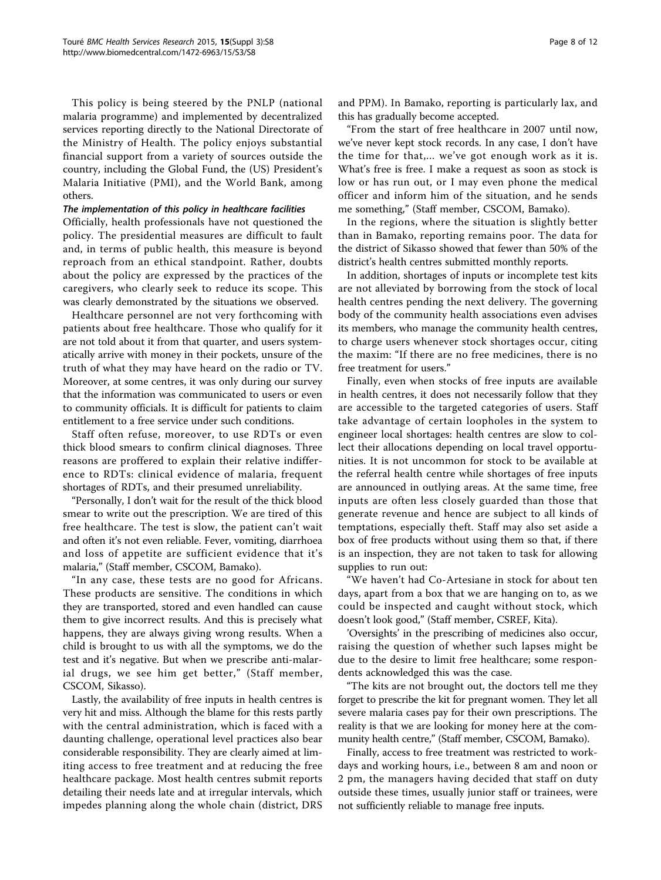This policy is being steered by the PNLP (national malaria programme) and implemented by decentralized services reporting directly to the National Directorate of the Ministry of Health. The policy enjoys substantial financial support from a variety of sources outside the country, including the Global Fund, the (US) President's Malaria Initiative (PMI), and the World Bank, among others.

#### *The implementation of this policy in healthcare facilities*

Officially, health professionals have not questioned the policy. The presidential measures are difficult to fault and, in terms of public health, this measure is beyond reproach from an ethical standpoint. Rather, doubts about the policy are expressed by the practices of the caregivers, who clearly seek to reduce its scope. This was clearly demonstrated by the situations we observed.

Healthcare personnel are not very forthcoming with patients about free healthcare. Those who qualify for it are not told about it from that quarter, and users systematically arrive with money in their pockets, unsure of the truth of what they may have heard on the radio or TV. Moreover, at some centres, it was only during our survey that the information was communicated to users or even to community officials. It is difficult for patients to claim entitlement to a free service under such conditions.

Staff often refuse, moreover, to use RDTs or even thick blood smears to confirm clinical diagnoses. Three reasons are proffered to explain their relative indifference to RDTs: clinical evidence of malaria, frequent shortages of RDTs, and their presumed unreliability.

"Personally, I don't wait for the result of the thick blood smear to write out the prescription. We are tired of this free healthcare. The test is slow, the patient can't wait and often it's not even reliable. Fever, vomiting, diarrhoea and loss of appetite are sufficient evidence that it's malaria," (Staff member, CSCOM, Bamako).

"In any case, these tests are no good for Africans. These products are sensitive. The conditions in which they are transported, stored and even handled can cause them to give incorrect results. And this is precisely what happens, they are always giving wrong results. When a child is brought to us with all the symptoms, we do the test and it's negative. But when we prescribe anti-malarial drugs, we see him get better," (Staff member, CSCOM, Sikasso).

Lastly, the availability of free inputs in health centres is very hit and miss. Although the blame for this rests partly with the central administration, which is faced with a daunting challenge, operational level practices also bear considerable responsibility. They are clearly aimed at limiting access to free treatment and at reducing the free healthcare package. Most health centres submit reports detailing their needs late and at irregular intervals, which impedes planning along the whole chain (district, DRS and PPM). In Bamako, reporting is particularly lax, and this has gradually become accepted.

"From the start of free healthcare in 2007 until now, we've never kept stock records. In any case, I don't have the time for that,... we've got enough work as it is. What's free is free. I make a request as soon as stock is low or has run out, or I may even phone the medical officer and inform him of the situation, and he sends me something," (Staff member, CSCOM, Bamako).

In the regions, where the situation is slightly better than in Bamako, reporting remains poor. The data for the district of Sikasso showed that fewer than 50% of the district's health centres submitted monthly reports.

In addition, shortages of inputs or incomplete test kits are not alleviated by borrowing from the stock of local health centres pending the next delivery. The governing body of the community health associations even advises its members, who manage the community health centres, to charge users whenever stock shortages occur, citing the maxim: "If there are no free medicines, there is no free treatment for users."

Finally, even when stocks of free inputs are available in health centres, it does not necessarily follow that they are accessible to the targeted categories of users. Staff take advantage of certain loopholes in the system to engineer local shortages: health centres are slow to collect their allocations depending on local travel opportunities. It is not uncommon for stock to be available at the referral health centre while shortages of free inputs are announced in outlying areas. At the same time, free inputs are often less closely guarded than those that generate revenue and hence are subject to all kinds of temptations, especially theft. Staff may also set aside a box of free products without using them so that, if there is an inspection, they are not taken to task for allowing supplies to run out:

"We haven't had Co-Artesiane in stock for about ten days, apart from a box that we are hanging on to, as we could be inspected and caught without stock, which doesn't look good," (Staff member, CSREF, Kita).

'Oversights' in the prescribing of medicines also occur, raising the question of whether such lapses might be due to the desire to limit free healthcare; some respondents acknowledged this was the case.

"The kits are not brought out, the doctors tell me they forget to prescribe the kit for pregnant women. They let all severe malaria cases pay for their own prescriptions. The reality is that we are looking for money here at the community health centre," (Staff member, CSCOM, Bamako).

Finally, access to free treatment was restricted to workdays and working hours, i.e., between 8 am and noon or 2 pm, the managers having decided that staff on duty outside these times, usually junior staff or trainees, were not sufficiently reliable to manage free inputs.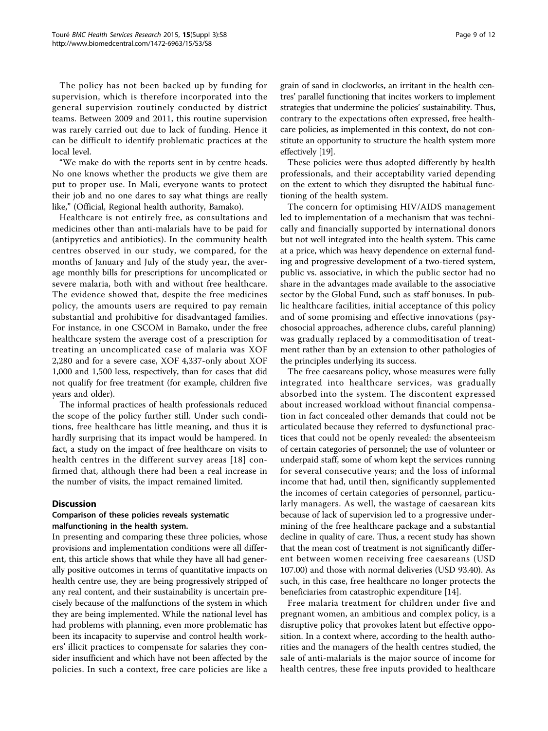The policy has not been backed up by funding for supervision, which is therefore incorporated into the general supervision routinely conducted by district teams. Between 2009 and 2011, this routine supervision was rarely carried out due to lack of funding. Hence it can be difficult to identify problematic practices at the local level.

"We make do with the reports sent in by centre heads. No one knows whether the products we give them are put to proper use. In Mali, everyone wants to protect their job and no one dares to say what things are really like," (Official, Regional health authority, Bamako).

Healthcare is not entirely free, as consultations and medicines other than anti-malarials have to be paid for (antipyretics and antibiotics). In the community health centres observed in our study, we compared, for the months of January and July of the study year, the average monthly bills for prescriptions for uncomplicated or severe malaria, both with and without free healthcare. The evidence showed that, despite the free medicines policy, the amounts users are required to pay remain substantial and prohibitive for disadvantaged families. For instance, in one CSCOM in Bamako, under the free healthcare system the average cost of a prescription for treating an uncomplicated case of malaria was XOF 2,280 and for a severe case, XOF 4,337-only about XOF 1,000 and 1,500 less, respectively, than for cases that did not qualify for free treatment (for example, children five years and older).

The informal practices of health professionals reduced the scope of the policy further still. Under such conditions, free healthcare has little meaning, and thus it is hardly surprising that its impact would be hampered. In fact, a study on the impact of free healthcare on visits to health centres in the different survey areas [18] confirmed that, although there had been a real increase in the number of visits, the impact remained limited.

## Discussion

### Comparison of these policies reveals systematic malfunctioning in the health system.

In presenting and comparing these three policies, whose provisions and implementation conditions were all different, this article shows that while they have all had generally positive outcomes in terms of quantitative impacts on health centre use, they are being progressively stripped of any real content, and their sustainability is uncertain precisely because of the malfunctions of the system in which they are being implemented. While the national level has had problems with planning, even more problematic has been its incapacity to supervise and control health workers' illicit practices to compensate for salaries they consider insufficient and which have not been affected by the policies. In such a context, free care policies are like a grain of sand in clockworks, an irritant in the health centres' parallel functioning that incites workers to implement strategies that undermine the policies' sustainability. Thus, contrary to the expectations often expressed, free healthcare policies, as implemented in this context, do not constitute an opportunity to structure the health system more effectively [19].

These policies were thus adopted differently by health professionals, and their acceptability varied depending on the extent to which they disrupted the habitual functioning of the health system.

The concern for optimising HIV/AIDS management led to implementation of a mechanism that was technically and financially supported by international donors but not well integrated into the health system. This came at a price, which was heavy dependence on external funding and progressive development of a two-tiered system, public vs. associative, in which the public sector had no share in the advantages made available to the associative sector by the Global Fund, such as staff bonuses. In public healthcare facilities, initial acceptance of this policy and of some promising and effective innovations (psychosocial approaches, adherence clubs, careful planning) was gradually replaced by a commoditisation of treatment rather than by an extension to other pathologies of the principles underlying its success.

The free caesareans policy, whose measures were fully integrated into healthcare services, was gradually absorbed into the system. The discontent expressed about increased workload without financial compensation in fact concealed other demands that could not be articulated because they referred to dysfunctional practices that could not be openly revealed: the absenteeism of certain categories of personnel; the use of volunteer or underpaid staff, some of whom kept the services running for several consecutive years; and the loss of informal income that had, until then, significantly supplemented the incomes of certain categories of personnel, particularly managers. As well, the wastage of caesarean kits because of lack of supervision led to a progressive undermining of the free healthcare package and a substantial decline in quality of care. Thus, a recent study has shown that the mean cost of treatment is not significantly different between women receiving free caesareans (USD 107.00) and those with normal deliveries (USD 93.40). As such, in this case, free healthcare no longer protects the beneficiaries from catastrophic expenditure [14].

Free malaria treatment for children under five and pregnant women, an ambitious and complex policy, is a disruptive policy that provokes latent but effective opposition. In a context where, according to the health authorities and the managers of the health centres studied, the sale of anti-malarials is the major source of income for health centres, these free inputs provided to healthcare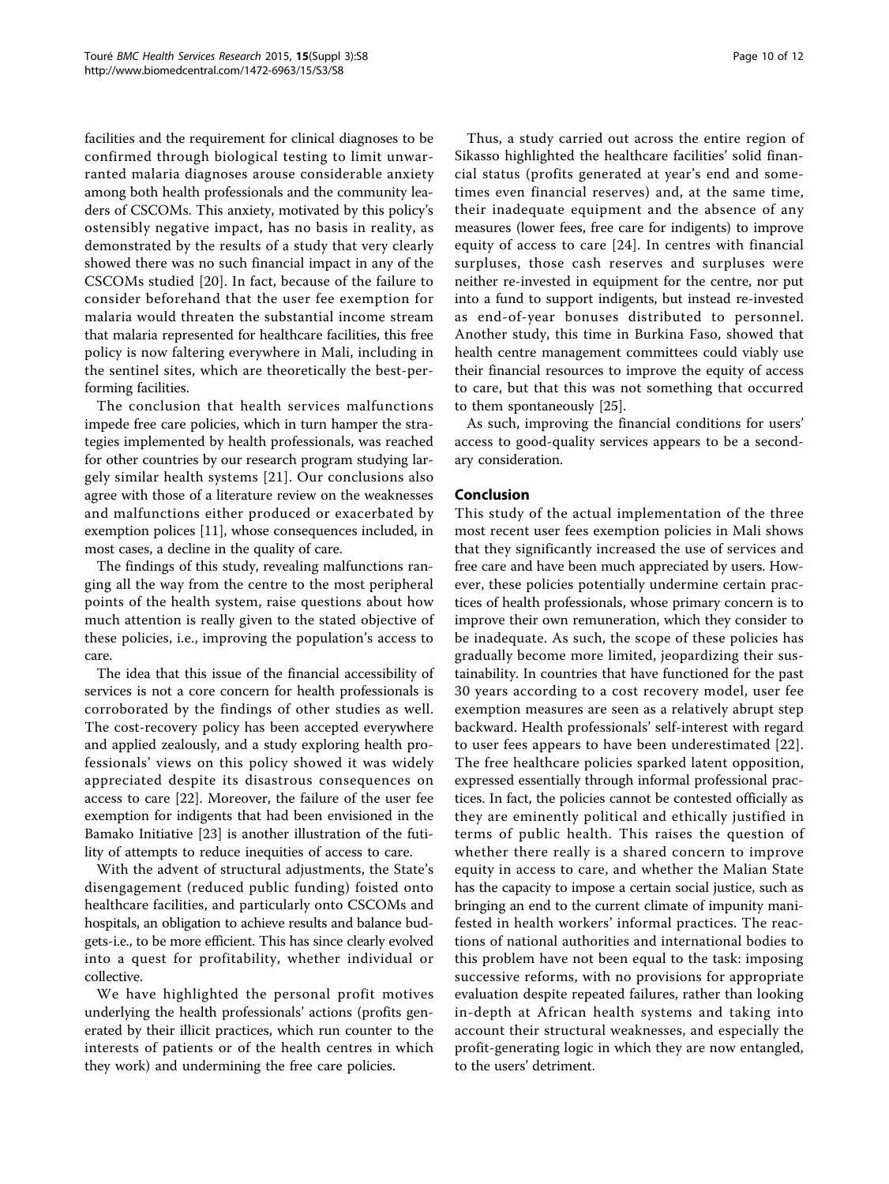facilities and the requirement for clinical diagnoses to be confirmed through biological testing to limit unwarranted malaria diagnoses arouse considerable anxiety among both health professionals and the community leaders of CSCOMs. This anxiety, motivated by this policy's ostensibly negative impact, has no basis in reality, as demonstrated by the results of a study that very clearly showed there was no such financial impact in any of the CSCOMs studied [20]. In fact, because of the failure to consider beforehand that the user fee exemption for malaria would threaten the substantial income stream that malaria represented for healthcare facilities, this free policy is now faltering everywhere in Mali, including in the sentinel sites, which are theoretically the best-performing facilities.

The conclusion that health services malfunctions impede free care policies, which in turn hamper the strategies implemented by health professionals, was reached for other countries by our research program studying largely similar health systems [21]. Our conclusions also agree with those of a literature review on the weaknesses and malfunctions either produced or exacerbated by exemption polices [11], whose consequences included, in most cases, a decline in the quality of care.

The findings of this study, revealing malfunctions ranging all the way from the centre to the most peripheral points of the health system, raise questions about how much attention is really given to the stated objective of these policies, i.e., improving the population's access to care.

The idea that this issue of the financial accessibility of services is not a core concern for health professionals is corroborated by the findings of other studies as well. The cost-recovery policy has been accepted everywhere and applied zealously, and a study exploring health professionals' views on this policy showed it was widely appreciated despite its disastrous consequences on access to care [22]. Moreover, the failure of the user fee exemption for indigents that had been envisioned in the Bamako Initiative [23] is another illustration of the futility of attempts to reduce inequities of access to care.

With the advent of structural adjustments, the State's disengagement (reduced public funding) foisted onto healthcare facilities, and particularly onto CSCOMs and hospitals, an obligation to achieve results and balance budgets-i.e., to be more efficient. This has since clearly evolved into a quest for profitability, whether individual or collective.

We have highlighted the personal profit motives underlying the health professionals' actions (profits generated by their illicit practices, which run counter to the interests of patients or of the health centres in which they work) and undermining the free care policies.

Thus, a study carried out across the entire region of Sikasso highlighted the healthcare facilities' solid financial status (profits generated at year's end and sometimes even financial reserves) and, at the same time, their inadequate equipment and the absence of any measures (lower fees, free care for indigents) to improve equity of access to care [24]. In centres with financial surpluses, those cash reserves and surpluses were neither re-invested in equipment for the centre, nor put into a fund to support indigents, but instead re-invested as end-of-year bonuses distributed to personnel. Another study, this time in Burkina Faso, showed that health centre management committees could viably use their financial resources to improve the equity of access to care, but that this was not something that occurred to them spontaneously [25].

As such, improving the financial conditions for users' access to good-quality services appears to be a secondary consideration.

## Conclusion

This study of the actual implementation of the three most recent user fees exemption policies in Mali shows that they significantly increased the use of services and free care and have been much appreciated by users. However, these policies potentially undermine certain practices of health professionals, whose primary concern is to improve their own remuneration, which they consider to be inadequate. As such, the scope of these policies has gradually become more limited, jeopardizing their sustainability. In countries that have functioned for the past 30 years according to a cost recovery model, user fee exemption measures are seen as a relatively abrupt step backward. Health professionals' self-interest with regard to user fees appears to have been underestimated [22]. The free healthcare policies sparked latent opposition, expressed essentially through informal professional practices. In fact, the policies cannot be contested officially as they are eminently political and ethically justified in terms of public health. This raises the question of whether there really is a shared concern to improve equity in access to care, and whether the Malian State has the capacity to impose a certain social justice, such as bringing an end to the current climate of impunity manifested in health workers' informal practices. The reactions of national authorities and international bodies to this problem have not been equal to the task: imposing successive reforms, with no provisions for appropriate evaluation despite repeated failures, rather than looking in-depth at African health systems and taking into account their structural weaknesses, and especially the profit-generating logic in which they are now entangled, to the users' detriment.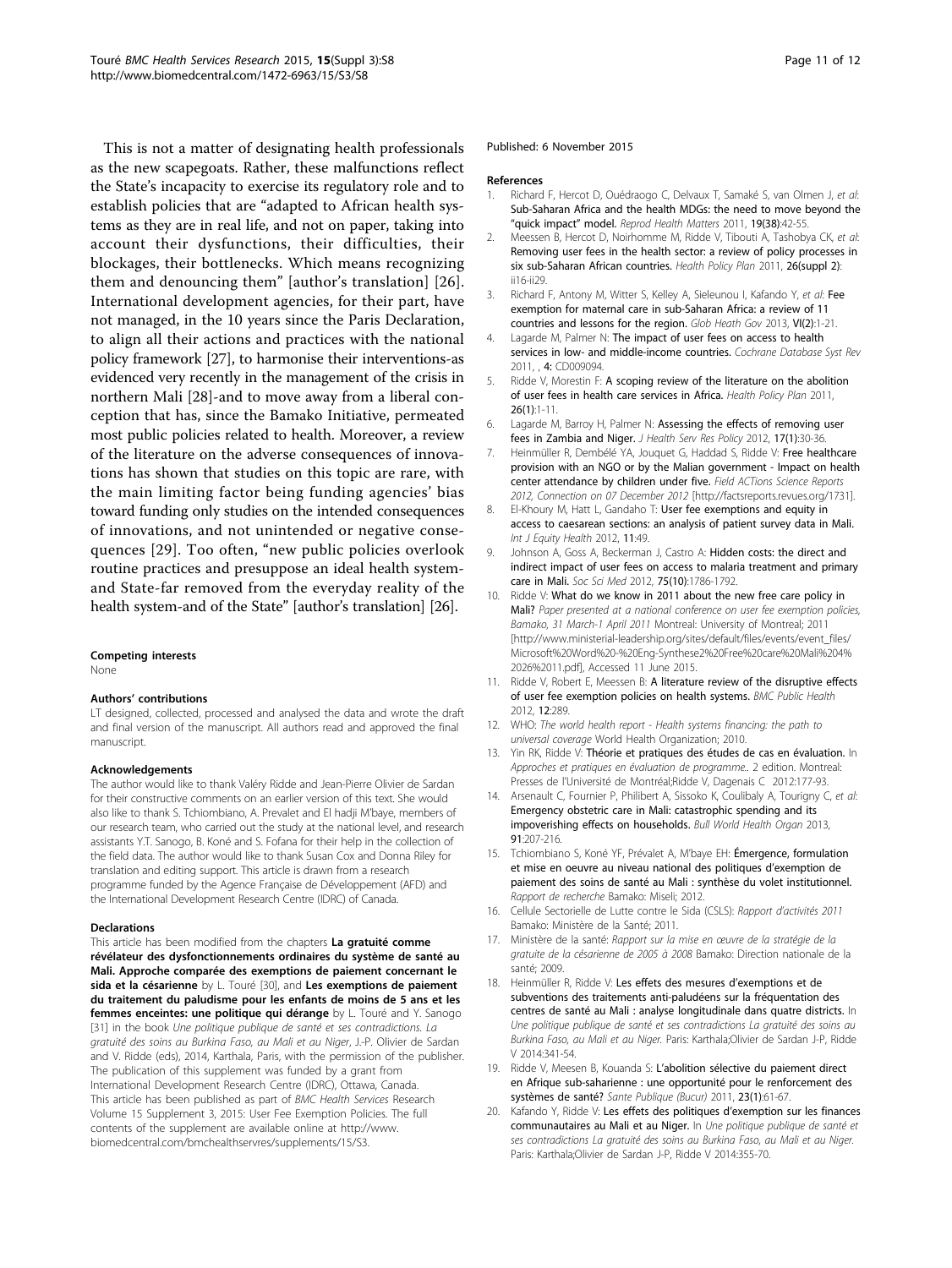This is not a matter of designating health professionals as the new scapegoats. Rather, these malfunctions reflect the State's incapacity to exercise its regulatory role and to establish policies that are "adapted to African health systems as they are in real life, and not on paper, taking into account their dysfunctions, their difficulties, their blockages, their bottlenecks. Which means recognizing them and denouncing them" [author's translation] [26]. International development agencies, for their part, have not managed, in the 10 years since the Paris Declaration, to align all their actions and practices with the national policy framework [27], to harmonise their interventions-as evidenced very recently in the management of the crisis in northern Mali [28]-and to move away from a liberal conception that has, since the Bamako Initiative, permeated most public policies related to health. Moreover, a review of the literature on the adverse consequences of innovations has shown that studies on this topic are rare, with the main limiting factor being funding agencies' bias toward funding only studies on the intended consequences of innovations, and not unintended or negative consequences [29]. Too often, "new public policies overlook routine practices and presuppose an ideal health system-and State-far removed from the everyday reality of the health system-and of the State" [author's translation] [26].

#### Competing interests
None

#### Authors' contributions
LT designed, collected, processed and analysed the data and wrote the draft and final version of the manuscript. All authors read and approved the final manuscript.

#### Acknowledgements
The author would like to thank Valéry Ridde and Jean-Pierre Olivier de Sardan for their constructive comments on an earlier version of this text. She would also like to thank S. Tchiombiano, A. Prevalet and El hadji M'baye, members of our research team, who carried out the study at the national level, and research assistants Y.T. Sanogo, B. Koné and S. Fofana for their help in the collection of the field data. The author would like to thank Susan Cox and Donna Riley for translation and editing support. This article is drawn from a research programme funded by the Agence Française de Développement (AFD) and the International Development Research Centre (IDRC) of Canada.

#### Declarations
This article has been modified from the chapters **La gratuité comme révélateur des dysfonctionnements ordinaires du système de santé au Mali. Approche comparée des exemptions de paiement concernant le sida et la césarienne** by L. Touré [30], and **Les exemptions de paiement du traitement du paludisme pour les enfants de moins de 5 ans et les femmes enceintes: une politique qui dérange** by L. Touré and Y. Sanogo [31] in the book *Une politique publique de santé et ses contradictions. La gratuité des soins au Burkina Faso, au Mali et au Niger*, J.-P. Olivier de Sardan and V. Ridde (eds), 2014, Karthala, Paris, with the permission of the publisher. The publication of this supplement was funded by a grant from International Development Research Centre (IDRC), Ottawa, Canada. This article has been published as part of *BMC Health Services* Research Volume 15 Supplement 3, 2015: User Fee Exemption Policies. The full contents of the supplement are available online at http://www.biomedcentral.com/bmchealthservres/supplements/15/S3.

Published: 6 November 2015

#### References
1. Richard F, Hercot D, Ouédraogo C, Delvaux T, Samaké S, van Olmen J, *et al*: **Sub-Saharan Africa and the health MDGs: the need to move beyond the "quick impact" model.** *Reprod Health Matters* 2011, **19(38)**:42-55.
2. Meessen B, Hercot D, Noirhomme M, Ridde V, Tibouti A, Tashobya CK, *et al*: **Removing user fees in the health sector: a review of policy processes in six sub-Saharan African countries.** *Health Policy Plan* 2011, **26(suppl 2)**: ii16-ii29.
3. Richard F, Antony M, Witter S, Kelley A, Sieleunou I, Kafando Y, *et al*: **Fee exemption for maternal care in sub-Saharan Africa: a review of 11 countries and lessons for the region.** *Glob Heath Gov* 2013, **VI(2)**:1-21.
4. Lagarde M, Palmer N: **The impact of user fees on access to health services in low- and middle-income countries.** *Cochrane Database Syst Rev* 2011, , **4**: CD009094.
5. Ridde V, Morestin F: **A scoping review of the literature on the abolition of user fees in health care services in Africa.** *Health Policy Plan* 2011, **26(1)**:1-11.
6. Lagarde M, Barroy H, Palmer N: **Assessing the effects of removing user fees in Zambia and Niger.** *J Health Serv Res Policy* 2012, **17(1)**:30-36.
7. Heinmüller R, Dembélé YA, Jouquet G, Haddad S, Ridde V: **Free healthcare provision with an NGO or by the Malian government - Impact on health center attendance by children under five.** *Field ACTions Science Reports 2012, Connection on 07 December 2012* [http://factsreports.revues.org/1731].
8. El-Khoury M, Hatt L, Gandaho T: **User fee exemptions and equity in access to caesarean sections: an analysis of patient survey data in Mali.** *Int J Equity Health* 2012, **11**:49.
9. Johnson A, Goss A, Beckerman J, Castro A: **Hidden costs: the direct and indirect impact of user fees on access to malaria treatment and primary care in Mali.** *Soc Sci Med* 2012, **75(10)**:1786-1792.
10. Ridde V: **What do we know in 2011 about the new free care policy in Mali?** *Paper presented at a national conference on user fee exemption policies, Bamako, 31 March-1 April 2011* Montreal: University of Montreal; 2011 [http://www.ministerial-leadership.org/sites/default/files/events/event_files/Microsoft%20Word%20-%20Eng-Synthese2%20Free%20care%20Mali%204%2026%2011.pdf], Accessed 11 June 2015.
11. Ridde V, Robert E, Meessen B: **A literature review of the disruptive effects of user fee exemption policies on health systems.** *BMC Public Health* 2012, **12**:289.
12. WHO: *The world health report - Health systems financing: the path to universal coverage* World Health Organization; 2010.
13. Yin RK, Ridde V: **Théorie et pratiques des études de cas en évaluation.** In *Approches et pratiques en évaluation de programme.*. 2 edition. Montreal: Presses de l'Université de Montréal;Ridde V, Dagenais C 2012:177-93.
14. Arsenault C, Fournier P, Philibert A, Sissoko K, Coulibaly A, Tourigny C, *et al*: **Emergency obstetric care in Mali: catastrophic spending and its impoverishing effects on households.** *Bull World Health Organ* 2013, **91**:207-216.
15. Tchiombiano S, Koné YF, Prévalet A, M'baye EH: **Émergence, formulation et mise en oeuvre au niveau national des politiques d'exemption de paiement des soins de santé au Mali : synthèse du volet institutionnel.** *Rapport de recherche* Bamako: Miseli; 2012.
16. Cellule Sectorielle de Lutte contre le Sida (CSLS): *Rapport d'activités 2011* Bamako: Ministère de la Santé; 2011.
17. Ministère de la santé: *Rapport sur la mise en œuvre de la stratégie de la gratuite de la césarienne de 2005 à 2008* Bamako: Direction nationale de la santé; 2009.
18. Heinmüller R, Ridde V: **Les effets des mesures d'exemptions et de subventions des traitements anti-paludéens sur la fréquentation des centres de santé au Mali : analyse longitudinale dans quatre districts.** In *Une politique publique de santé et ses contradictions La gratuité des soins au Burkina Faso, au Mali et au Niger.* Paris: Karthala;Olivier de Sardan J-P, Ridde V 2014:341-54.
19. Ridde V, Meesen B, Kouanda S: **L'abolition sélective du paiement direct en Afrique sub-saharienne : une opportunité pour le renforcement des systèmes de santé?** *Sante Publique (Bucur)* 2011, **23(1)**:61-67.
20. Kafando Y, Ridde V: **Les effets des politiques d'exemption sur les finances communautaires au Mali et au Niger.** In *Une politique publique de santé et ses contradictions La gratuité des soins au Burkina Faso, au Mali et au Niger.* Paris: Karthala;Olivier de Sardan J-P, Ridde V 2014:355-70.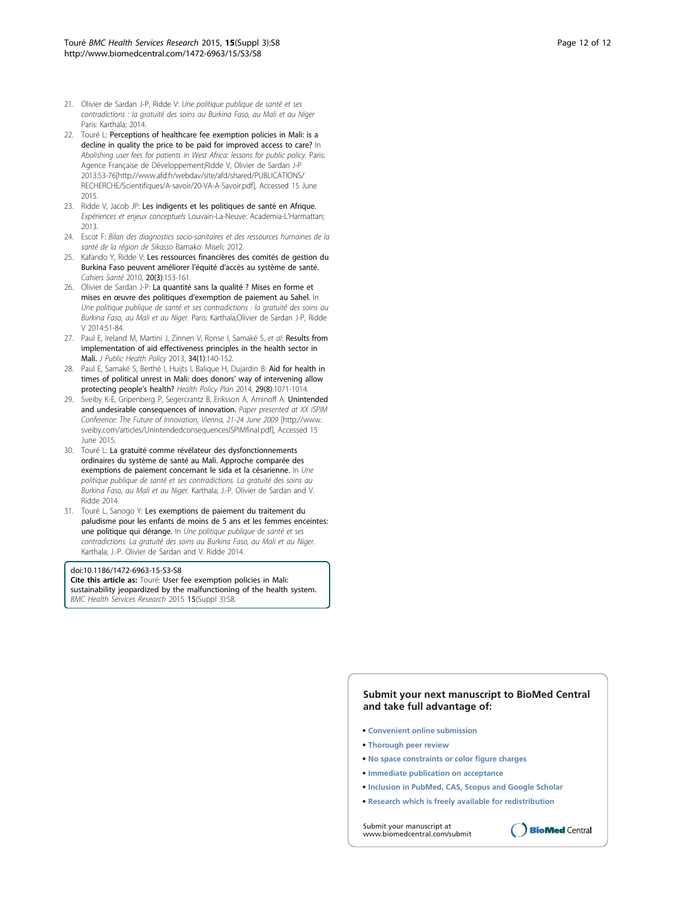21. Olivier de Sardan J-P, Ridde V: *Une politique publique de santé et ses contradictions : la gratuité des soins au Burkina Faso, au Mali et au Niger* Paris: Karthala; 2014.
22. Touré L: **Perceptions of healthcare fee exemption policies in Mali: is a decline in quality the price to be paid for improved access to care?** In *Abolishing user fees for patients in West Africa: lessons for public policy.* Paris: Agence Française de Développement;Ridde V, Olivier de Sardan J-P 2013:53-76[http://www.afd.fr/webdav/site/afd/shared/PUBLICATIONS/RECHERCHE/Scientifiques/A-savoir/20-VA-A-Savoir.pdf], Accessed 15 June 2015.
23. Ridde V, Jacob JP: **Les indigents et les politiques de santé en Afrique.** *Expériences et enjeux conceptuels* Louvain-La-Neuve: Academia-L'Harmattan; 2013.
24. Escot F: *Bilan des diagnostics socio-sanitaires et des ressources humaines de la santé de la région de Sikasso* Bamako: Miseli; 2012.
25. Kafando Y, Ridde V: **Les ressources financières des comités de gestion du Burkina Faso peuvent améliorer l'équité d'accès au système de santé.** *Cahiers Santé* 2010, **20(3)**:153-161.
26. Olivier de Sardan J-P: **La quantité sans la qualité ? Mises en forme et mises en œuvre des politiques d'exemption de paiement au Sahel.** In *Une politique publique de santé et ses contradictions : la gratuité des soins au Burkina Faso, au Mali et au Niger.* Paris: Karthala;Olivier de Sardan J-P, Ridde V 2014:51-84.
27. Paul E, Ireland M, Martini J, Zinnen V, Ronse I, Samaké S, *et al*: **Results from implementation of aid effectiveness principles in the health sector in Mali.** *J Public Health Policy* 2013, **34(1)**:140-152.
28. Paul E, Samaké S, Berthé I, Huijts I, Balique H, Dujardin B: **Aid for health in times of political unrest in Mali: does donors' way of intervening allow protecting people's health?** *Health Policy Plan* 2014, **29(8)**:1071-1014.
29. Sveiby K-E, Gripenberg P, Segercrantz B, Eriksson A, Aminoff A: **Unintended and undesirable consequences of innovation.** *Paper presented at XX ISPIM Conference: The Future of Innovation, Vienna, 21-24 June 2009* [http://www.sveiby.com/articles/UnintendedconsequencesISPIMfinal.pdf], Accessed 15 June 2015.
30. Touré L: **La gratuité comme révélateur des dysfonctionnements ordinaires du système de santé au Mali. Approche comparée des exemptions de paiement concernant le sida et la césarienne.** In *Une politique publique de santé et ses contradictions. La gratuité des soins au Burkina Faso, au Mali et au Niger.* Karthala; J.-P. Olivier de Sardan and V. Ridde 2014.
31. Touré L, Sanogo Y: **Les exemptions de paiement du traitement du paludisme pour les enfants de moins de 5 ans et les femmes enceintes: une politique qui dérange.** In *Une politique publique de santé et ses contradictions. La gratuité des soins au Burkina Faso, au Mali et au Niger.* Karthala; J.-P. Olivier de Sardan and V. Ridde 2014.

doi:10.1186/1472-6963-15-S3-S8
**Cite this article as:** Touré: User fee exemption policies in Mali: sustainability jeopardized by the malfunctioning of the health system. *BMC Health Services Research* 2015 **15**(Suppl 3):S8.

**Submit your next manuscript to BioMed Central and take full advantage of:**

- **Convenient online submission**
- **Thorough peer review**
- **No space constraints or color figure charges**
- **Immediate publication on acceptance**
- **Inclusion in PubMed, CAS, Scopus and Google Scholar**
- **Research which is freely available for redistribution**

Submit your manuscript at www.biomedcentral.com/submit

BioMed Central